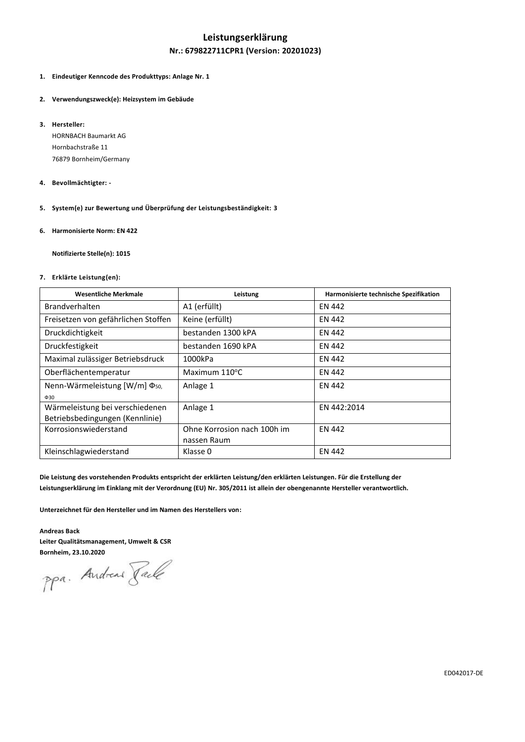# Leistungserklärung

## Nr.: 679822711CPR1 (Version: 20201023)

1. **Eindeutiger Kenncode des Produkttyps: Anlage Nr. 1**

2. **Verwendungszweck(e): Heizsystem im Gebäude**

3. **Hersteller:**
   HORNBACH Baumarkt AG
   Hornbachstraße 11
   76879 Bornheim/Germany

4. **Bevollmächtigter: -**

5. **System(e) zur Bewertung und Überprüfung der Leistungsbeständigkeit: 3**

6. **Harmonisierte Norm: EN 422**

   **Notifizierte Stelle(n): 1015**

7. **Erklärte Leistung(en):**

| Wesentliche Merkmale | Leistung | Harmonisierte technische Spezifikation |
|---|---|---|
| Brandverhalten | A1 (erfüllt) | EN 442 |
| Freisetzen von gefährlichen Stoffen | Keine (erfüllt) | EN 442 |
| Druckdichtigkeit | bestanden 1300 kPA | EN 442 |
| Druckfestigkeit | bestanden 1690 kPA | EN 442 |
| Maximal zulässiger Betriebsdruck | 1000kPa | EN 442 |
| Oberflächentemperatur | Maximum 110°C | EN 442 |
| Nenn-Wärmeleistung [W/m] $\Phi_{50}$, $\Phi_{30}$ | Anlage 1 | EN 442 |
| Wärmeleistung bei verschiedenen Betriebsbedingungen (Kennlinie) | Anlage 1 | EN 442:2014 |
| Korrosionswiederstand | Ohne Korrosion nach 100h im nassen Raum | EN 442 |
| Kleinschlagwiederstand | Klasse 0 | EN 442 |

**Die Leistung des vorstehenden Produkts entspricht der erklärten Leistung/den erklärten Leistungen. Für die Erstellung der Leistungserklärung im Einklang mit der Verordnung (EU) Nr. 305/2011 ist allein der obengenannte Hersteller verantwortlich.**

**Unterzeichnet für den Hersteller und im Namen des Herstellers von:**

**Andreas Back**
**Leiter Qualitätsmanagement, Umwelt & CSR**
**Bornheim, 23.10.2020**

ppa. Andreas Back

ED042017-DE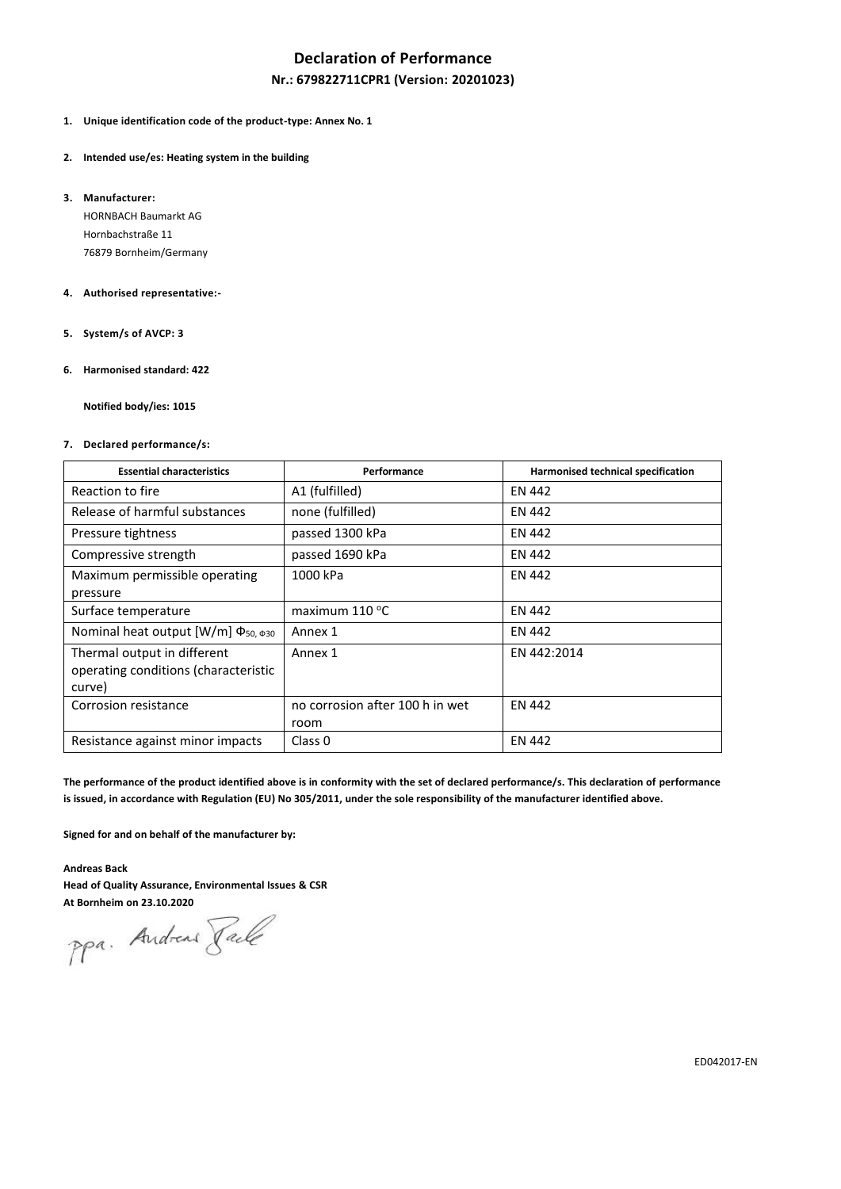# Declaration of Performance

## Nr.: 679822711CPR1 (Version: 20201023)

1. **Unique identification code of the product-type: Annex No. 1**

2. **Intended use/es: Heating system in the building**

3. **Manufacturer:**
   HORNBACH Baumarkt AG
   Hornbachstraße 11
   76879 Bornheim/Germany

4. **Authorised representative:-**

5. **System/s of AVCP: 3**

6. **Harmonised standard: 422**

   **Notified body/ies: 1015**

7. **Declared performance/s:**

| Essential characteristics | Performance | Harmonised technical specification |
|---|---|---|
| Reaction to fire | A1 (fulfilled) | EN 442 |
| Release of harmful substances | none (fulfilled) | EN 442 |
| Pressure tightness | passed 1300 kPa | EN 442 |
| Compressive strength | passed 1690 kPa | EN 442 |
| Maximum permissible operating pressure | 1000 kPa | EN 442 |
| Surface temperature | maximum 110 °C | EN 442 |
| Nominal heat output [W/m] $\Phi_{50,\ \Phi30}$ | Annex 1 | EN 442 |
| Thermal output in different operating conditions (characteristic curve) | Annex 1 | EN 442:2014 |
| Corrosion resistance | no corrosion after 100 h in wet room | EN 442 |
| Resistance against minor impacts | Class 0 | EN 442 |

**The performance of the product identified above is in conformity with the set of declared performance/s. This declaration of performance is issued, in accordance with Regulation (EU) No 305/2011, under the sole responsibility of the manufacturer identified above.**

**Signed for and on behalf of the manufacturer by:**

**Andreas Back**
**Head of Quality Assurance, Environmental Issues & CSR**
**At Bornheim on 23.10.2020**

ppa. Andreas Back

ED042017-EN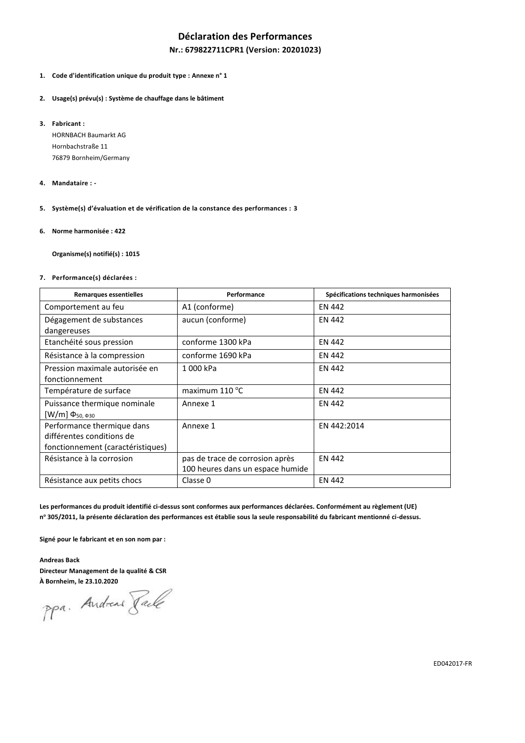# Déclaration des Performances

**Nr.: 679822711CPR1 (Version: 20201023)**

1. **Code d'identification unique du produit type : Annexe n° 1**

2. **Usage(s) prévu(s) : Système de chauffage dans le bâtiment**

3. **Fabricant :**

   HORNBACH Baumarkt AG
   Hornbachstraße 11
   76879 Bornheim/Germany

4. **Mandataire : -**

5. **Système(s) d'évaluation et de vérification de la constance des performances : 3**

6. **Norme harmonisée : 422**

   **Organisme(s) notifié(s) : 1015**

7. **Performance(s) déclarées :**

| Remarques essentielles | Performance | Spécifications techniques harmonisées |
|---|---|---|
| Comportement au feu | A1 (conforme) | EN 442 |
| Dégagement de substances dangereuses | aucun (conforme) | EN 442 |
| Etanchéité sous pression | conforme 1300 kPa | EN 442 |
| Résistance à la compression | conforme 1690 kPa | EN 442 |
| Pression maximale autorisée en fonctionnement | 1 000 kPa | EN 442 |
| Température de surface | maximum 110 °C | EN 442 |
| Puissance thermique nominale [W/m] $\Phi_{50,\ \Phi 30}$ | Annexe 1 | EN 442 |
| Performance thermique dans différentes conditions de fonctionnement (caractéristiques) | Annexe 1 | EN 442:2014 |
| Résistance à la corrosion | pas de trace de corrosion après 100 heures dans un espace humide | EN 442 |
| Résistance aux petits chocs | Classe 0 | EN 442 |

**Les performances du produit identifié ci-dessus sont conformes aux performances déclarées. Conformément au règlement (UE) n° 305/2011, la présente déclaration des performances est établie sous la seule responsabilité du fabricant mentionné ci-dessus.**

**Signé pour le fabricant et en son nom par :**

**Andreas Back**
**Directeur Management de la qualité & CSR**
**À Bornheim, le 23.10.2020**

ppa. Andreas Back

ED042017-FR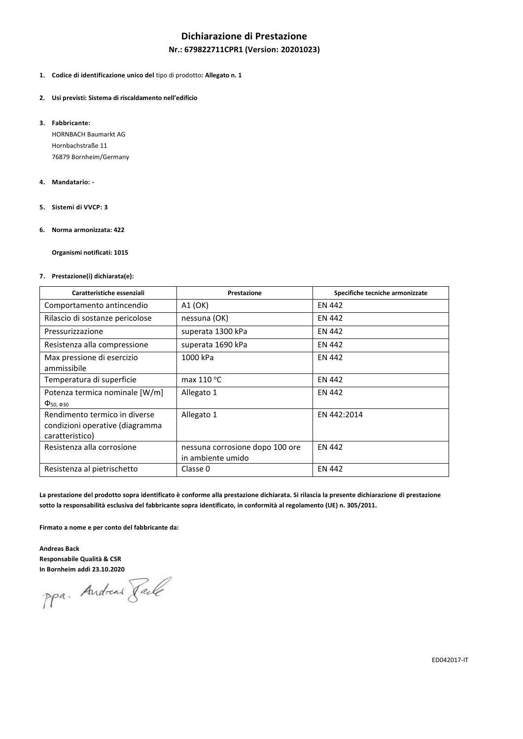# Dichiarazione di Prestazione

## Nr.: 679822711CPR1 (Version: 20201023)

1. **Codice di identificazione unico del** tipo di prodotto**: Allegato n. 1**

2. **Usi previsti: Sistema di riscaldamento nell'edificio**

3. **Fabbricante:**
   HORNBACH Baumarkt AG
   Hornbachstraße 11
   76879 Bornheim/Germany

4. **Mandatario: -**

5. **Sistemi di VVCP: 3**

6. **Norma armonizzata: 422**

   **Organismi notificati: 1015**

7. **Prestazione(i) dichiarata(e):**

| Caratteristiche essenziali | Prestazione | Specifiche tecniche armonizzate |
|---|---|---|
| Comportamento antincendio | A1 (OK) | EN 442 |
| Rilascio di sostanze pericolose | nessuna (OK) | EN 442 |
| Pressurizzazione | superata 1300 kPa | EN 442 |
| Resistenza alla compressione | superata 1690 kPa | EN 442 |
| Max pressione di esercizio ammissibile | 1000 kPa | EN 442 |
| Temperatura di superficie | max 110 °C | EN 442 |
| Potenza termica nominale [W/m] $\Phi_{50,\ \Phi 30}$ | Allegato 1 | EN 442 |
| Rendimento termico in diverse condizioni operative (diagramma caratteristico) | Allegato 1 | EN 442:2014 |
| Resistenza alla corrosione | nessuna corrosione dopo 100 ore in ambiente umido | EN 442 |
| Resistenza al pietrischetto | Classe 0 | EN 442 |

**La prestazione del prodotto sopra identificato è conforme alla prestazione dichiarata. Si rilascia la presente dichiarazione di prestazione sotto la responsabilità esclusiva del fabbricante sopra identificato, in conformità al regolamento (UE) n. 305/2011.**

**Firmato a nome e per conto del fabbricante da:**

**Andreas Back**
**Responsabile Qualità & CSR**
**In Bornheim addì 23.10.2020**

ppa. Andreas Back

ED042017-IT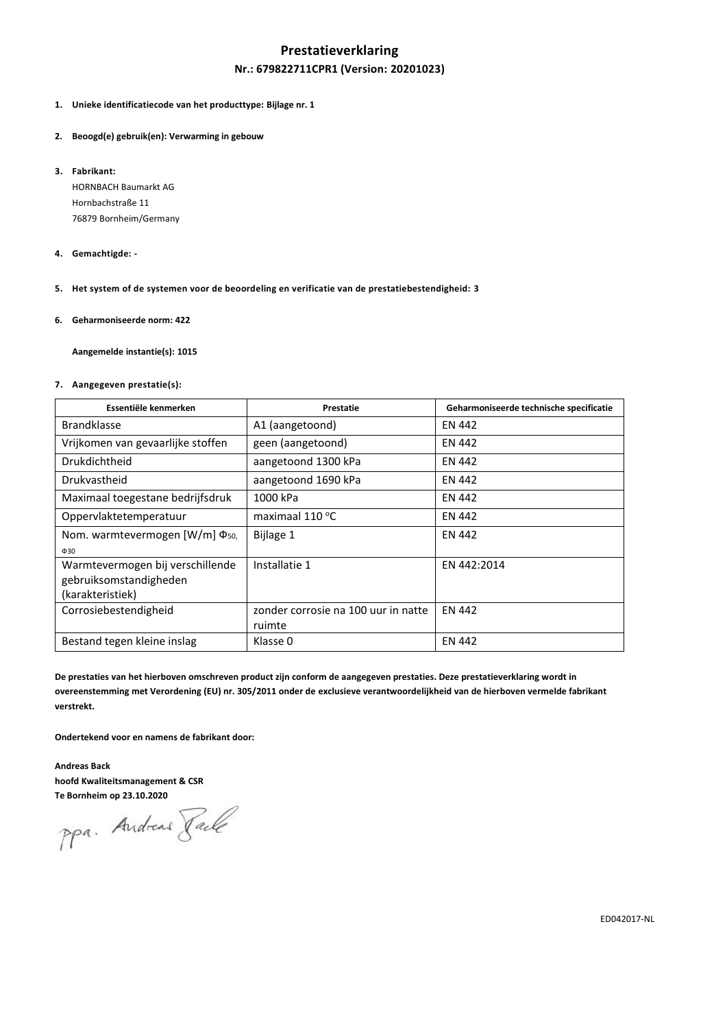# Prestatieverklaring

## Nr.: 679822711CPR1 (Version: 20201023)

1. **Unieke identificatiecode van het producttype: Bijlage nr. 1**

2. **Beoogd(e) gebruik(en): Verwarming in gebouw**

3. **Fabrikant:**
   HORNBACH Baumarkt AG
   Hornbachstraße 11
   76879 Bornheim/Germany

4. **Gemachtigde: -**

5. **Het system of de systemen voor de beoordeling en verificatie van de prestatiebestendigheid: 3**

6. **Geharmoniseerde norm: 422**

   **Aangemelde instantie(s): 1015**

7. **Aangegeven prestatie(s):**

| Essentiële kenmerken | Prestatie | Geharmoniseerde technische specificatie |
|---|---|---|
| Brandklasse | A1 (aangetoond) | EN 442 |
| Vrijkomen van gevaarlijke stoffen | geen (aangetoond) | EN 442 |
| Drukdichtheid | aangetoond 1300 kPa | EN 442 |
| Drukvastheid | aangetoond 1690 kPa | EN 442 |
| Maximaal toegestane bedrijfsdruk | 1000 kPa | EN 442 |
| Oppervlaktetemperatuur | maximaal 110 °C | EN 442 |
| Nom. warmtevermogen [W/m] $\Phi_{50}$, $\Phi_{30}$ | Bijlage 1 | EN 442 |
| Warmtevermogen bij verschillende gebruiksomstandigheden (karakteristiek) | Installatie 1 | EN 442:2014 |
| Corrosiebestendigheid | zonder corrosie na 100 uur in natte ruimte | EN 442 |
| Bestand tegen kleine inslag | Klasse 0 | EN 442 |

**De prestaties van het hierboven omschreven product zijn conform de aangegeven prestaties. Deze prestatieverklaring wordt in overeenstemming met Verordening (EU) nr. 305/2011 onder de exclusieve verantwoordelijkheid van de hierboven vermelde fabrikant verstrekt.**

**Ondertekend voor en namens de fabrikant door:**

**Andreas Back**
**hoofd Kwaliteitsmanagement & CSR**
**Te Bornheim op 23.10.2020**

ppa. Andreas Back

ED042017-NL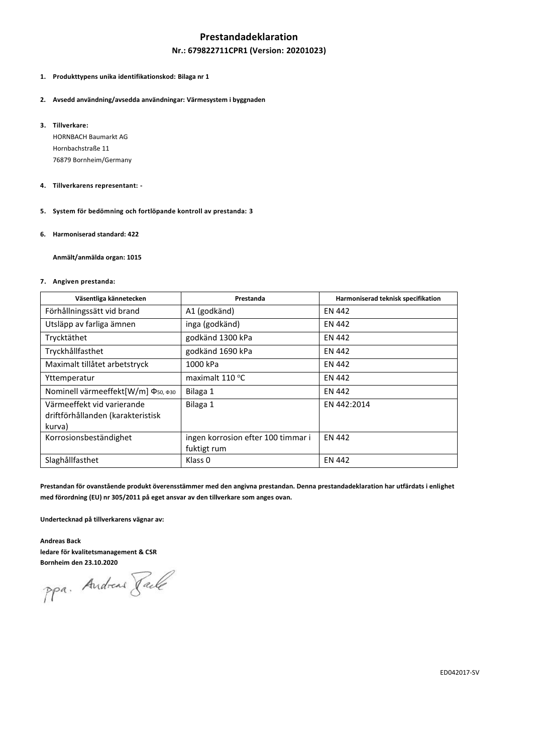# Prestandadeklaration

## Nr.: 679822711CPR1 (Version: 20201023)

1. **Produkttypens unika identifikationskod: Bilaga nr 1**

2. **Avsedd användning/avsedda användningar: Värmesystem i byggnaden**

3. **Tillverkare:**
   HORNBACH Baumarkt AG
   Hornbachstraße 11
   76879 Bornheim/Germany

4. **Tillverkarens representant: -**

5. **System för bedömning och fortlöpande kontroll av prestanda: 3**

6. **Harmoniserad standard: 422**

   **Anmält/anmälda organ: 1015**

7. **Angiven prestanda:**

| Väsentliga kännetecken | Prestanda | Harmoniserad teknisk specifikation |
|---|---|---|
| Förhållningssätt vid brand | A1 (godkänd) | EN 442 |
| Utsläpp av farliga ämnen | inga (godkänd) | EN 442 |
| Trycktäthet | godkänd 1300 kPa | EN 442 |
| Tryckhållfasthet | godkänd 1690 kPa | EN 442 |
| Maximalt tillåtet arbetstryck | 1000 kPa | EN 442 |
| Yttemperatur | maximalt 110 °C | EN 442 |
| Nominell värmeeffekt[W/m] $\Phi_{50}$, $\Phi_{30}$ | Bilaga 1 | EN 442 |
| Värmeeffekt vid varierande driftförhållanden (karakteristisk kurva) | Bilaga 1 | EN 442:2014 |
| Korrosionsbeständighet | ingen korrosion efter 100 timmar i fuktigt rum | EN 442 |
| Slaghållfasthet | Klass 0 | EN 442 |

**Prestandan för ovanstående produkt överensstämmer med den angivna prestandan. Denna prestandadeklaration har utfärdats i enlighet med förordning (EU) nr 305/2011 på eget ansvar av den tillverkare som anges ovan.**

**Undertecknad på tillverkarens vägnar av:**

**Andreas Back**
**ledare för kvalitetsmanagement & CSR**
**Bornheim den 23.10.2020**

ppa. Andreas Back

ED042017-SV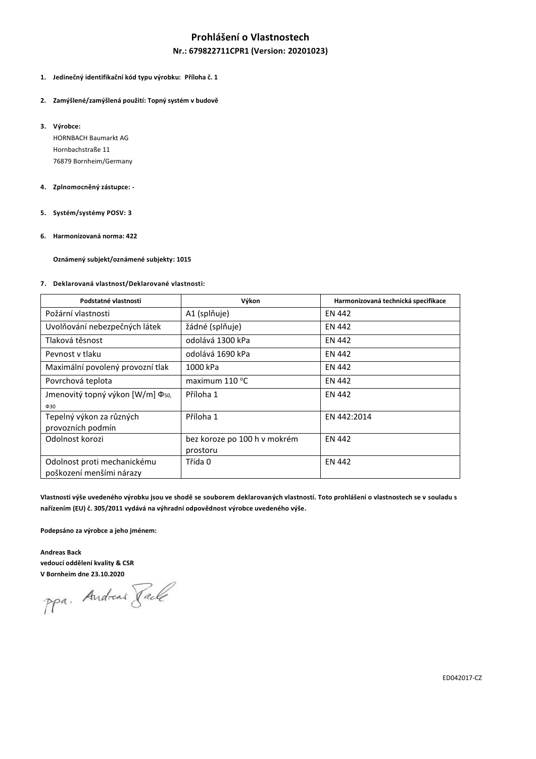# Prohlášení o Vlastnostech

## Nr.: 679822711CPR1 (Version: 20201023)

1. **Jedinečný identifikační kód typu výrobku: Příloha č. 1**

2. **Zamýšlené/zamýšlená použití: Topný systém v budově**

3. **Výrobce:**
   HORNBACH Baumarkt AG
   Hornbachstraße 11
   76879 Bornheim/Germany

4. **Zplnomocněný zástupce: -**

5. **Systém/systémy POSV: 3**

6. **Harmonizovaná norma: 422**

   **Oznámený subjekt/oznámené subjekty: 1015**

7. **Deklarovaná vlastnost/Deklarované vlastnosti:**

| Podstatné vlastnosti | Výkon | Harmonizovaná technická specifikace |
|---|---|---|
| Požární vlastnosti | A1 (splňuje) | EN 442 |
| Uvolňování nebezpečných látek | žádné (splňuje) | EN 442 |
| Tlaková těsnost | odolává 1300 kPa | EN 442 |
| Pevnost v tlaku | odolává 1690 kPa | EN 442 |
| Maximální povolený provozní tlak | 1000 kPa | EN 442 |
| Povrchová teplota | maximum 110 °C | EN 442 |
| Jmenovitý topný výkon [W/m] $\Phi_{50}$, $\Phi_{30}$ | Příloha 1 | EN 442 |
| Tepelný výkon za různých provozních podmín | Příloha 1 | EN 442:2014 |
| Odolnost korozi | bez koroze po 100 h v mokrém prostoru | EN 442 |
| Odolnost proti mechanickému poškození menšími nárazy | Třída 0 | EN 442 |

**Vlastnosti výše uvedeného výrobku jsou ve shodě se souborem deklarovaných vlastností. Toto prohlášení o vlastnostech se v souladu s nařízením (EU) č. 305/2011 vydává na výhradní odpovědnost výrobce uvedeného výše.**

**Podepsáno za výrobce a jeho jménem:**

**Andreas Back**
**vedoucí oddělení kvality & CSR**
**V Bornheim dne 23.10.2020**

ppa. Andreas Back

ED042017-CZ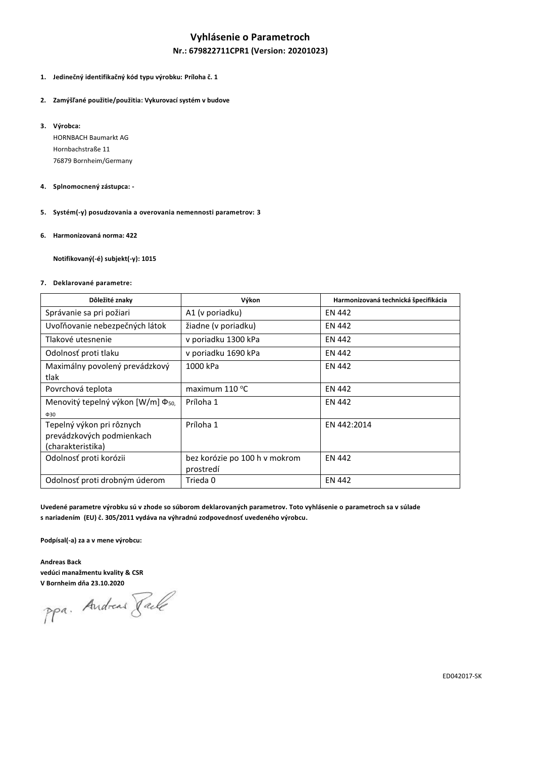# Vyhlásenie o Parametroch

## Nr.: 679822711CPR1 (Version: 20201023)

1. **Jedinečný identifikačný kód typu výrobku: Príloha č. 1**

2. **Zamýšľané použitie/použitia: Vykurovací systém v budove**

3. **Výrobca:**
   HORNBACH Baumarkt AG
   Hornbachstraße 11
   76879 Bornheim/Germany

4. **Splnomocnený zástupca: -**

5. **Systém(-y) posudzovania a overovania nemennosti parametrov: 3**

6. **Harmonizovaná norma: 422**

   **Notifikovaný(-é) subjekt(-y): 1015**

7. **Deklarované parametre:**

| Dôležité znaky | Výkon | Harmonizovaná technická špecifikácia |
|---|---|---|
| Správanie sa pri požiari | A1 (v poriadku) | EN 442 |
| Uvoľňovanie nebezpečných látok | žiadne (v poriadku) | EN 442 |
| Tlakové utesnenie | v poriadku 1300 kPa | EN 442 |
| Odolnosť proti tlaku | v poriadku 1690 kPa | EN 442 |
| Maximálny povolený prevádzkový tlak | 1000 kPa | EN 442 |
| Povrchová teplota | maximum 110 °C | EN 442 |
| Menovitý tepelný výkon [W/m] $\Phi_{50}$, $\Phi_{30}$ | Príloha 1 | EN 442 |
| Tepelný výkon pri rôznych prevádzkových podmienkach (charakteristika) | Príloha 1 | EN 442:2014 |
| Odolnosť proti korózii | bez korózie po 100 h v mokrom prostredí | EN 442 |
| Odolnosť proti drobným úderom | Trieda 0 | EN 442 |

**Uvedené parametre výrobku sú v zhode so súborom deklarovaných parametrov. Toto vyhlásenie o parametroch sa v súlade s nariadením (EU) č. 305/2011 vydáva na výhradnú zodpovednosť uvedeného výrobcu.**

**Podpísal(-a) za a v mene výrobcu:**

**Andreas Back**
**vedúci manažmentu kvality & CSR**
**V Bornheim dňa 23.10.2020**

ppa. Andreas Back

ED042017-SK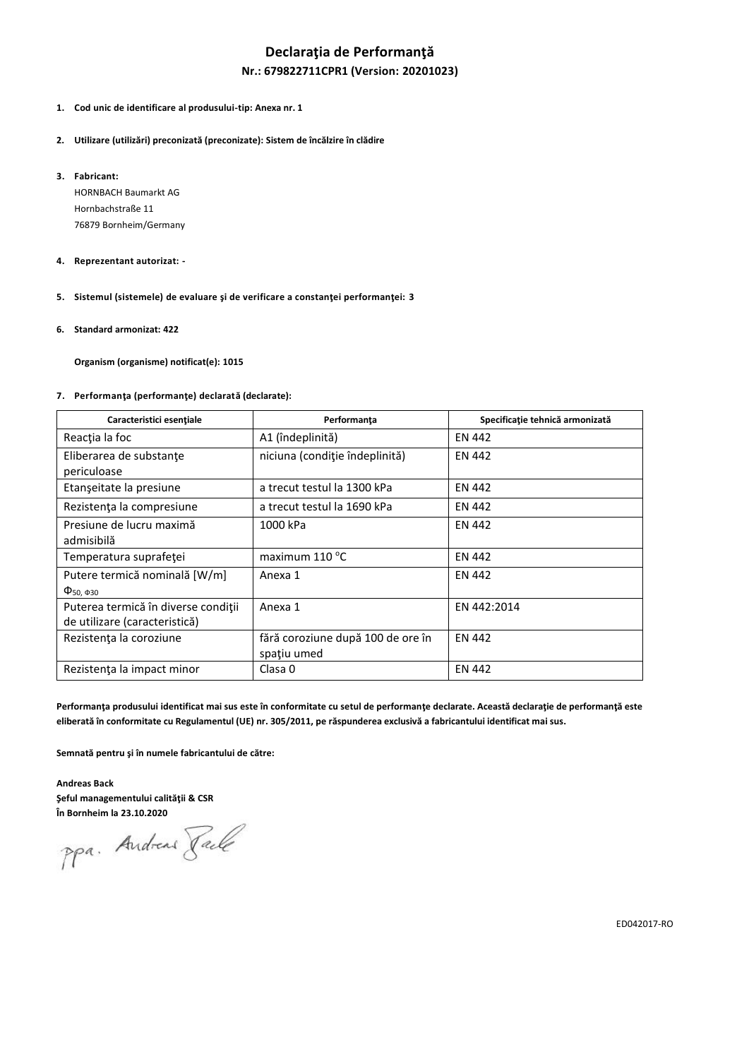# Declaraţia de Performanţă

## Nr.: 679822711CPR1 (Version: 20201023)

1. **Cod unic de identificare al produsului-tip: Anexa nr. 1**

2. **Utilizare (utilizări) preconizată (preconizate): Sistem de încălzire în clădire**

3. **Fabricant:**
   HORNBACH Baumarkt AG
   Hornbachstraße 11
   76879 Bornheim/Germany

4. **Reprezentant autorizat: -**

5. **Sistemul (sistemele) de evaluare şi de verificare a constanţei performanţei: 3**

6. **Standard armonizat: 422**

   **Organism (organisme) notificat(e): 1015**

7. **Performanţa (performanţe) declarată (declarate):**

| Caracteristici esenţiale | Performanţa | Specificaţie tehnică armonizată |
|---|---|---|
| Reacţia la foc | A1 (îndeplinită) | EN 442 |
| Eliberarea de substanţe periculoase | niciuna (condiţie îndeplinită) | EN 442 |
| Etanşeitate la presiune | a trecut testul la 1300 kPa | EN 442 |
| Rezistenţa la compresiune | a trecut testul la 1690 kPa | EN 442 |
| Presiune de lucru maximă admisibilă | 1000 kPa | EN 442 |
| Temperatura suprafeţei | maximum 110 °C | EN 442 |
| Putere termică nominală [W/m] $\Phi_{50,\ \Phi30}$ | Anexa 1 | EN 442 |
| Puterea termică în diverse condiţii de utilizare (caracteristică) | Anexa 1 | EN 442:2014 |
| Rezistenţa la coroziune | fără coroziune după 100 de ore în spaţiu umed | EN 442 |
| Rezistenţa la impact minor | Clasa 0 | EN 442 |

**Performanţa produsului identificat mai sus este în conformitate cu setul de performanţe declarate. Această declaraţie de performanţă este eliberată în conformitate cu Regulamentul (UE) nr. 305/2011, pe răspunderea exclusivă a fabricantului identificat mai sus.**

**Semnată pentru şi în numele fabricantului de către:**

**Andreas Back**
**Şeful managementului calităţii & CSR**
**În Bornheim la 23.10.2020**

ppa. Andreas Back

ED042017-RO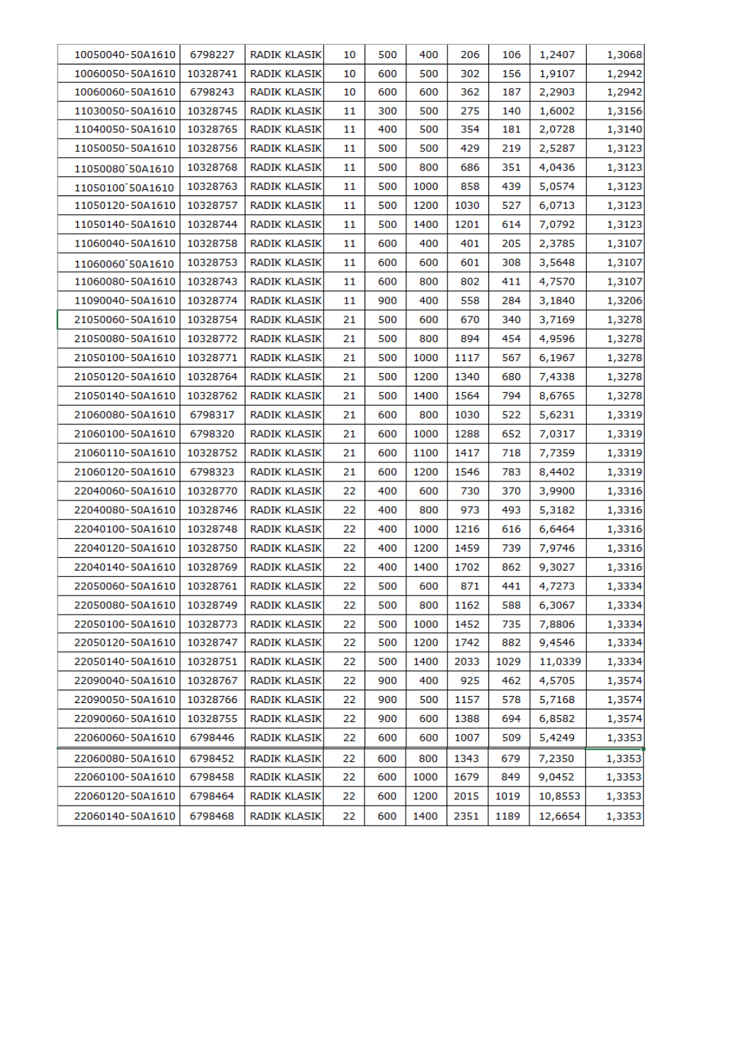| | | | | | | | | | |
|---|---|---|---|---|---|---|---|---|---|
| 10050040-50A1610 | 6798227 | RADIK KLASIK | 10 | 500 | 400 | 206 | 106 | 1,2407 | 1,3068 |
| 10060050-50A1610 | 10328741 | RADIK KLASIK | 10 | 600 | 500 | 302 | 156 | 1,9107 | 1,2942 |
| 10060060-50A1610 | 6798243 | RADIK KLASIK | 10 | 600 | 600 | 362 | 187 | 2,2903 | 1,2942 |
| 11030050-50A1610 | 10328745 | RADIK KLASIK | 11 | 300 | 500 | 275 | 140 | 1,6002 | 1,3156 |
| 11040050-50A1610 | 10328765 | RADIK KLASIK | 11 | 400 | 500 | 354 | 181 | 2,0728 | 1,3140 |
| 11050050-50A1610 | 10328756 | RADIK KLASIK | 11 | 500 | 500 | 429 | 219 | 2,5287 | 1,3123 |
| 11050080¯50A1610 | 10328768 | RADIK KLASIK | 11 | 500 | 800 | 686 | 351 | 4,0436 | 1,3123 |
| 11050100¯50A1610 | 10328763 | RADIK KLASIK | 11 | 500 | 1000 | 858 | 439 | 5,0574 | 1,3123 |
| 11050120-50A1610 | 10328757 | RADIK KLASIK | 11 | 500 | 1200 | 1030 | 527 | 6,0713 | 1,3123 |
| 11050140-50A1610 | 10328744 | RADIK KLASIK | 11 | 500 | 1400 | 1201 | 614 | 7,0792 | 1,3123 |
| 11060040-50A1610 | 10328758 | RADIK KLASIK | 11 | 600 | 400 | 401 | 205 | 2,3785 | 1,3107 |
| 11060060¯50A1610 | 10328753 | RADIK KLASIK | 11 | 600 | 600 | 601 | 308 | 3,5648 | 1,3107 |
| 11060080-50A1610 | 10328743 | RADIK KLASIK | 11 | 600 | 800 | 802 | 411 | 4,7570 | 1,3107 |
| 11090040-50A1610 | 10328774 | RADIK KLASIK | 11 | 900 | 400 | 558 | 284 | 3,1840 | 1,3206 |
| 21050060-50A1610 | 10328754 | RADIK KLASIK | 21 | 500 | 600 | 670 | 340 | 3,7169 | 1,3278 |
| 21050080-50A1610 | 10328772 | RADIK KLASIK | 21 | 500 | 800 | 894 | 454 | 4,9596 | 1,3278 |
| 21050100-50A1610 | 10328771 | RADIK KLASIK | 21 | 500 | 1000 | 1117 | 567 | 6,1967 | 1,3278 |
| 21050120-50A1610 | 10328764 | RADIK KLASIK | 21 | 500 | 1200 | 1340 | 680 | 7,4338 | 1,3278 |
| 21050140-50A1610 | 10328762 | RADIK KLASIK | 21 | 500 | 1400 | 1564 | 794 | 8,6765 | 1,3278 |
| 21060080-50A1610 | 6798317 | RADIK KLASIK | 21 | 600 | 800 | 1030 | 522 | 5,6231 | 1,3319 |
| 21060100-50A1610 | 6798320 | RADIK KLASIK | 21 | 600 | 1000 | 1288 | 652 | 7,0317 | 1,3319 |
| 21060110-50A1610 | 10328752 | RADIK KLASIK | 21 | 600 | 1100 | 1417 | 718 | 7,7359 | 1,3319 |
| 21060120-50A1610 | 6798323 | RADIK KLASIK | 21 | 600 | 1200 | 1546 | 783 | 8,4402 | 1,3319 |
| 22040060-50A1610 | 10328770 | RADIK KLASIK | 22 | 400 | 600 | 730 | 370 | 3,9900 | 1,3316 |
| 22040080-50A1610 | 10328746 | RADIK KLASIK | 22 | 400 | 800 | 973 | 493 | 5,3182 | 1,3316 |
| 22040100-50A1610 | 10328748 | RADIK KLASIK | 22 | 400 | 1000 | 1216 | 616 | 6,6464 | 1,3316 |
| 22040120-50A1610 | 10328750 | RADIK KLASIK | 22 | 400 | 1200 | 1459 | 739 | 7,9746 | 1,3316 |
| 22040140-50A1610 | 10328769 | RADIK KLASIK | 22 | 400 | 1400 | 1702 | 862 | 9,3027 | 1,3316 |
| 22050060-50A1610 | 10328761 | RADIK KLASIK | 22 | 500 | 600 | 871 | 441 | 4,7273 | 1,3334 |
| 22050080-50A1610 | 10328749 | RADIK KLASIK | 22 | 500 | 800 | 1162 | 588 | 6,3067 | 1,3334 |
| 22050100-50A1610 | 10328773 | RADIK KLASIK | 22 | 500 | 1000 | 1452 | 735 | 7,8806 | 1,3334 |
| 22050120-50A1610 | 10328747 | RADIK KLASIK | 22 | 500 | 1200 | 1742 | 882 | 9,4546 | 1,3334 |
| 22050140-50A1610 | 10328751 | RADIK KLASIK | 22 | 500 | 1400 | 2033 | 1029 | 11,0339 | 1,3334 |
| 22090040-50A1610 | 10328767 | RADIK KLASIK | 22 | 900 | 400 | 925 | 462 | 4,5705 | 1,3574 |
| 22090050-50A1610 | 10328766 | RADIK KLASIK | 22 | 900 | 500 | 1157 | 578 | 5,7168 | 1,3574 |
| 22090060-50A1610 | 10328755 | RADIK KLASIK | 22 | 900 | 600 | 1388 | 694 | 6,8582 | 1,3574 |
| 22060060-50A1610 | 6798446 | RADIK KLASIK | 22 | 600 | 600 | 1007 | 509 | 5,4249 | 1,3353 |
| 22060080-50A1610 | 6798452 | RADIK KLASIK | 22 | 600 | 800 | 1343 | 679 | 7,2350 | 1,3353 |
| 22060100-50A1610 | 6798458 | RADIK KLASIK | 22 | 600 | 1000 | 1679 | 849 | 9,0452 | 1,3353 |
| 22060120-50A1610 | 6798464 | RADIK KLASIK | 22 | 600 | 1200 | 2015 | 1019 | 10,8553 | 1,3353 |
| 22060140-50A1610 | 6798468 | RADIK KLASIK | 22 | 600 | 1400 | 2351 | 1189 | 12,6654 | 1,3353 |